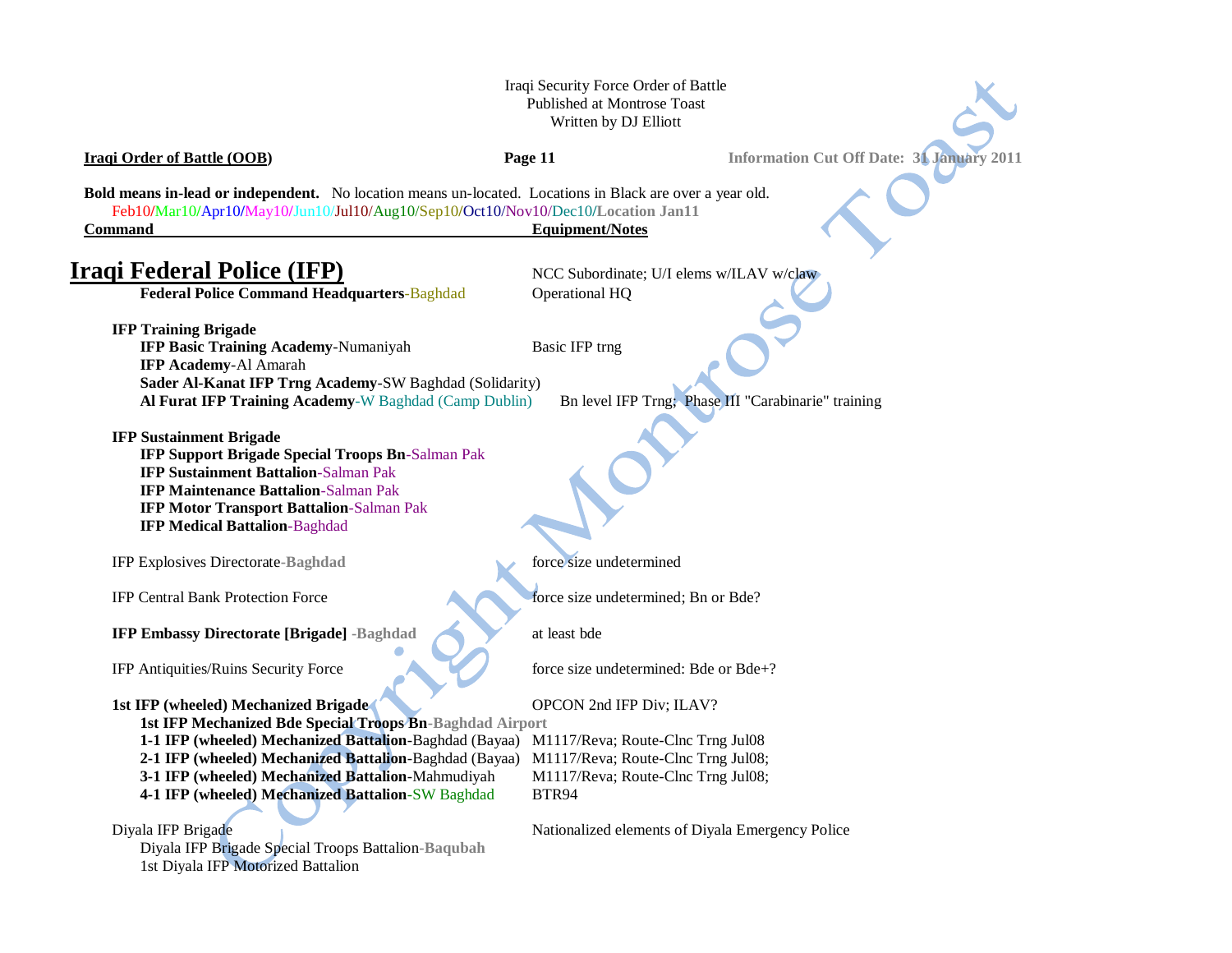Iraqi Security Force Order of Battle
Published at Montrose Toast
Written by DJ Elliott

**Iraqi Order of Battle (OOB)** **Information Cut Off Date: 31 January 2011**

**Bold means in-lead or independent.** No location means un-located. Locations in Black are over a year old.
Feb10/Mar10/Apr10/May10/Jun10/Jul10/Aug10/Sep10/Oct10/Nov10/Dec10/**Location Jan11**

| Command | Equipment/Notes |
|---|---|
| **Iraqi Federal Police (IFP)** | NCC Subordinate; U/I elems w/ILAV w/claw |
| **Federal Police Command Headquarters**-Baghdad | Operational HQ |
| | |
| **IFP Training Brigade** | |
| **IFP Basic Training Academy**-Numaniyah | Basic IFP trng |
| **IFP Academy**-Al Amarah | |
| **Sader Al-Kanat IFP Trng Academy**-SW Baghdad (Solidarity) | |
| **Al Furat IFP Training Academy**-W Baghdad (Camp Dublin) | Bn level IFP Trng; Phase III "Carabinarie" training |
| | |
| **IFP Sustainment Brigade** | |
| **IFP Support Brigade Special Troops Bn**-Salman Pak | |
| **IFP Sustainment Battalion**-Salman Pak | |
| **IFP Maintenance Battalion**-Salman Pak | |
| **IFP Motor Transport Battalion**-Salman Pak | |
| **IFP Medical Battalion**-Baghdad | |
| | |
| IFP Explosives Directorate-**Baghdad** | force size undetermined |
| | |
| IFP Central Bank Protection Force | force size undetermined; Bn or Bde? |
| | |
| **IFP Embassy Directorate [Brigade] -Baghdad** | at least bde |
| | |
| IFP Antiquities/Ruins Security Force | force size undetermined: Bde or Bde+? |
| | |
| **1st IFP (wheeled) Mechanized Brigade** | OPCON 2nd IFP Div; ILAV? |
| **1st IFP Mechanized Bde Special Troops Bn-Baghdad Airport** | |
| **1-1 IFP (wheeled) Mechanized Battalion**-Baghdad (Bayaa) | M1117/Reva; Route-Clnc Trng Jul08 |
| **2-1 IFP (wheeled) Mechanized Battalion**-Baghdad (Bayaa) | M1117/Reva; Route-Clnc Trng Jul08; |
| **3-1 IFP (wheeled) Mechanized Battalion**-Mahmudiyah | M1117/Reva; Route-Clnc Trng Jul08; |
| **4-1 IFP (wheeled) Mechanized Battalion**-SW Baghdad | BTR94 |
| | |
| Diyala IFP Brigade | Nationalized elements of Diyala Emergency Police |
| Diyala IFP Brigade Special Troops Battalion-**Baqubah** | |
| 1st Diyala IFP Motorized Battalion | |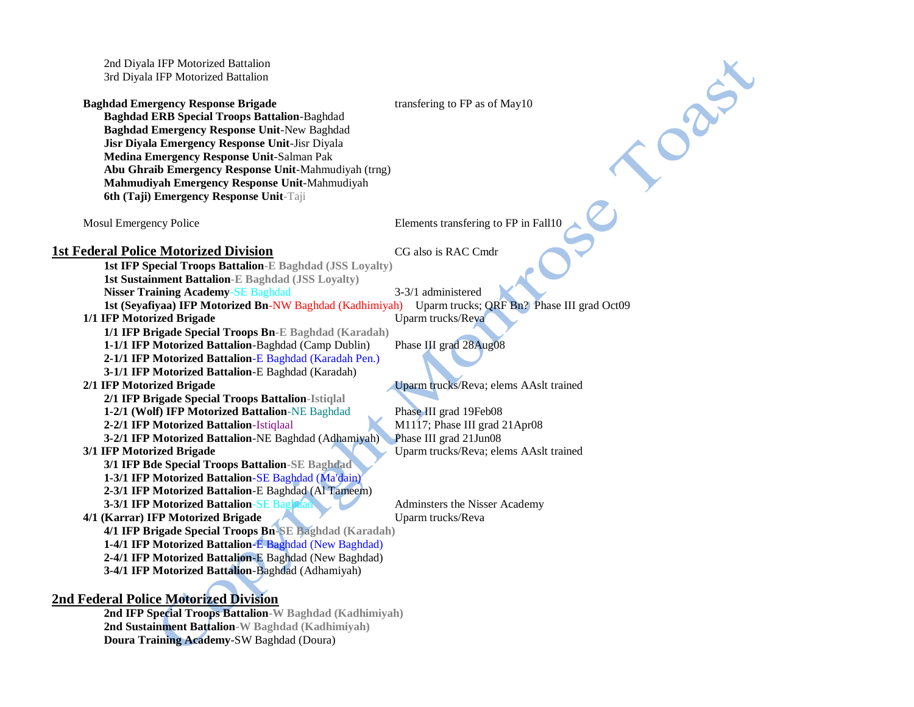2nd Diyala IFP Motorized Battalion
3rd Diyala IFP Motorized Battalion

**Baghdad Emergency Response Brigade** — transfering to FP as of May10

- **Baghdad ERB Special Troops Battalion**-Baghdad
- **Baghdad Emergency Response Unit**-New Baghdad
- **Jisr Diyala Emergency Response Unit**-Jisr Diyala
- **Medina Emergency Response Unit**-Salman Pak
- **Abu Ghraib Emergency Response Unit**-Mahmudiyah (trng)
- **Mahmudiyah Emergency Response Unit**-Mahmudiyah
- **6th (Taji) Emergency Response Unit**-Taji

Mosul Emergency Police — Elements transfering to FP in Fall10

## 1st Federal Police Motorized Division

CG also is RAC Cmdr

- **1st IFP Special Troops Battalion-E Baghdad (JSS Loyalty)**
- **1st Sustainment Battalion-E Baghdad (JSS Loyalty)**
- **Nisser Training Academy**-SE Baghdad — 3-3/1 administered
- **1st (Seyafiyaa) IFP Motorized Bn**-NW Baghdad (Kadhimiyah) — Uparm trucks; QRF Bn? Phase III grad Oct09

**1/1 IFP Motorized Brigade** — Uparm trucks/Reva

- **1/1 IFP Brigade Special Troops Bn-E Baghdad (Karadah)**
- **1-1/1 IFP Motorized Battalion**-Baghdad (Camp Dublin) — Phase III grad 28Aug08
- **2-1/1 IFP Motorized Battalion**-E Baghdad (Karadah Pen.)
- **3-1/1 IFP Motorized Battalion**-E Baghdad (Karadah)

**2/1 IFP Motorized Brigade** — Uparm trucks/Reva; elems AAslt trained

- **2/1 IFP Brigade Special Troops Battalion-Istiqlal**
- **1-2/1 (Wolf) IFP Motorized Battalion**-NE Baghdad — Phase III grad 19Feb08
- **2-2/1 IFP Motorized Battalion**-Istiqlaal — M1117; Phase III grad 21Apr08
- **3-2/1 IFP Motorized Battalion**-NE Baghdad (Adhamiyah) — Phase III grad 21Jun08

**3/1 IFP Motorized Brigade** — Uparm trucks/Reva; elems AAslt trained

- **3/1 IFP Bde Special Troops Battalion-SE Baghdad**
- **1-3/1 IFP Motorized Battalion**-SE Baghdad (Ma'dain)
- **2-3/1 IFP Motorized Battalion**-E Baghdad (Al Tameem)
- **3-3/1 IFP Motorized Battalion**-SE Baghdad — Adminsters the Nisser Academy

**4/1 (Karrar) IFP Motorized Brigade** — Uparm trucks/Reva

- **4/1 IFP Brigade Special Troops Bn-SE Baghdad (Karadah)**
- **1-4/1 IFP Motorized Battalion**-E Baghdad (New Baghdad)
- **2-4/1 IFP Motorized Battalion**-E Baghdad (New Baghdad)
- **3-4/1 IFP Motorized Battalion**-Baghdad (Adhamiyah)

## 2nd Federal Police Motorized Division

- **2nd IFP Special Troops Battalion-W Baghdad (Kadhimiyah)**
- **2nd Sustainment Battalion-W Baghdad (Kadhimiyah)**
- **Doura Training Academy**-SW Baghdad (Doura)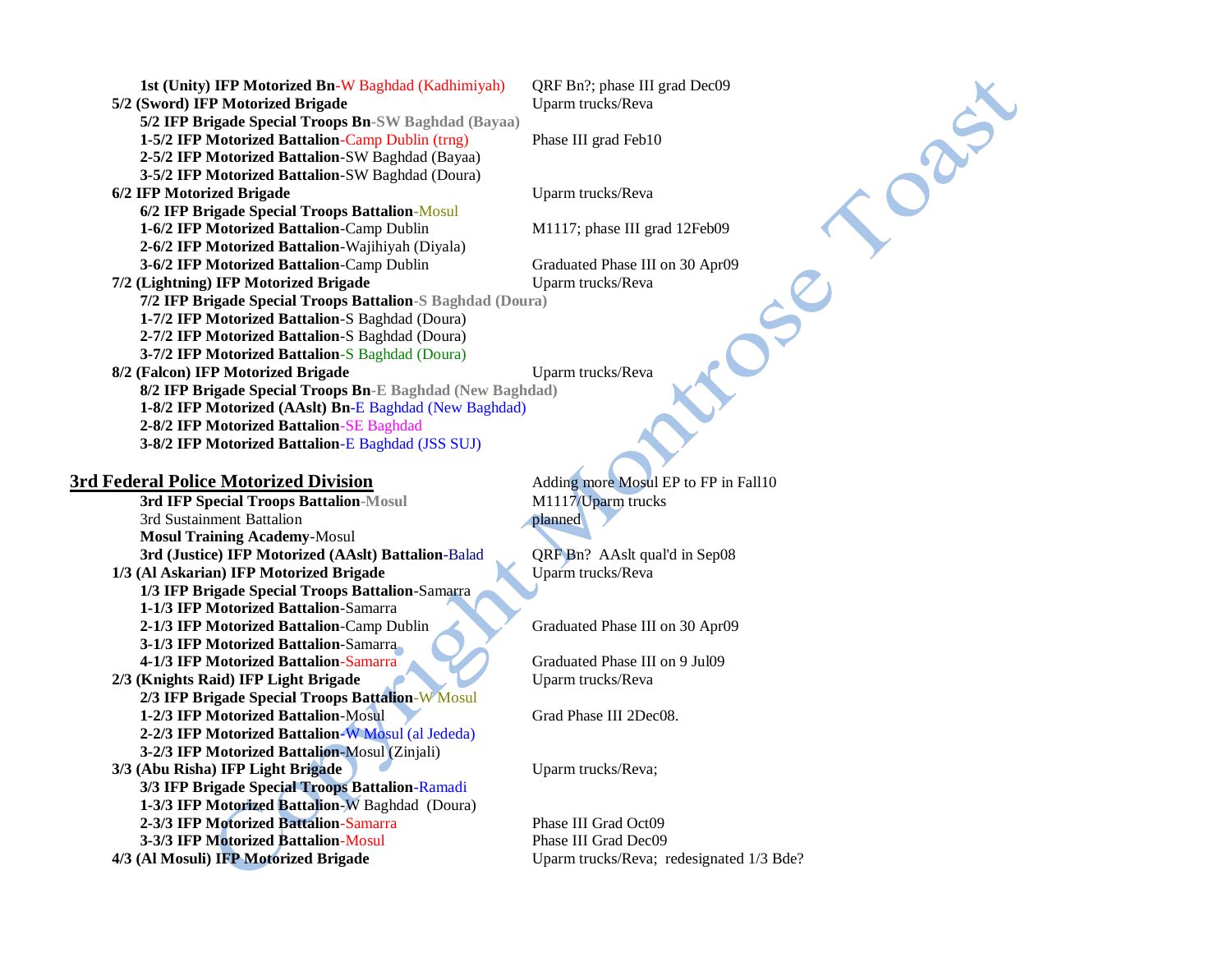**1st (Unity) IFP Motorized Bn**-W Baghdad (Kadhimiyah) — QRF Bn?; phase III grad Dec09

**5/2 (Sword) IFP Motorized Brigade** — Uparm trucks/Reva

- **5/2 IFP Brigade Special Troops Bn**-SW Baghdad (Bayaa)
- **1-5/2 IFP Motorized Battalion**-Camp Dublin (trng) — Phase III grad Feb10
- **2-5/2 IFP Motorized Battalion**-SW Baghdad (Bayaa)
- **3-5/2 IFP Motorized Battalion**-SW Baghdad (Doura)

**6/2 IFP Motorized Brigade** — Uparm trucks/Reva

- **6/2 IFP Brigade Special Troops Battalion**-Mosul
- **1-6/2 IFP Motorized Battalion**-Camp Dublin — M1117; phase III grad 12Feb09
- **2-6/2 IFP Motorized Battalion**-Wajihiyah (Diyala)
- **3-6/2 IFP Motorized Battalion**-Camp Dublin — Graduated Phase III on 30 Apr09

**7/2 (Lightning) IFP Motorized Brigade** — Uparm trucks/Reva

- **7/2 IFP Brigade Special Troops Battalion**-S Baghdad (Doura)
- **1-7/2 IFP Motorized Battalion**-S Baghdad (Doura)
- **2-7/2 IFP Motorized Battalion**-S Baghdad (Doura)
- **3-7/2 IFP Motorized Battalion**-S Baghdad (Doura)

**8/2 (Falcon) IFP Motorized Brigade** — Uparm trucks/Reva

- **8/2 IFP Brigade Special Troops Bn**-E Baghdad (New Baghdad)
- **1-8/2 IFP Motorized (AAslt) Bn**-E Baghdad (New Baghdad)
- **2-8/2 IFP Motorized Battalion**-SE Baghdad
- **3-8/2 IFP Motorized Battalion**-E Baghdad (JSS SUJ)

## 3rd Federal Police Motorized Division

Adding more Mosul EP to FP in Fall10

- **3rd IFP Special Troops Battalion**-Mosul — M1117/Uparm trucks
- 3rd Sustainment Battalion — planned
- **Mosul Training Academy**-Mosul
- **3rd (Justice) IFP Motorized (AAslt) Battalion**-Balad — QRF Bn? AAslt qual'd in Sep08

**1/3 (Al Askarian) IFP Motorized Brigade** — Uparm trucks/Reva

- **1/3 IFP Brigade Special Troops Battalion**-Samarra
- **1-1/3 IFP Motorized Battalion**-Samarra
- **2-1/3 IFP Motorized Battalion**-Camp Dublin — Graduated Phase III on 30 Apr09
- **3-1/3 IFP Motorized Battalion**-Samarra
- **4-1/3 IFP Motorized Battalion**-Samarra — Graduated Phase III on 9 Jul09

**2/3 (Knights Raid) IFP Light Brigade** — Uparm trucks/Reva

- **2/3 IFP Brigade Special Troops Battalion**-W Mosul
- **1-2/3 IFP Motorized Battalion**-Mosul — Grad Phase III 2Dec08.
- **2-2/3 IFP Motorized Battalion**-W Mosul (al Jededa)
- **3-2/3 IFP Motorized Battalion**-Mosul (Zinjali)

**3/3 (Abu Risha) IFP Light Brigade** — Uparm trucks/Reva;

- **3/3 IFP Brigade Special Troops Battalion**-Ramadi
- **1-3/3 IFP Motorized Battalion**-W Baghdad (Doura)
- **2-3/3 IFP Motorized Battalion**-Samarra — Phase III Grad Oct09
- **3-3/3 IFP Motorized Battalion**-Mosul — Phase III Grad Dec09

**4/3 (Al Mosuli) IFP Motorized Brigade** — Uparm trucks/Reva; redesignated 1/3 Bde?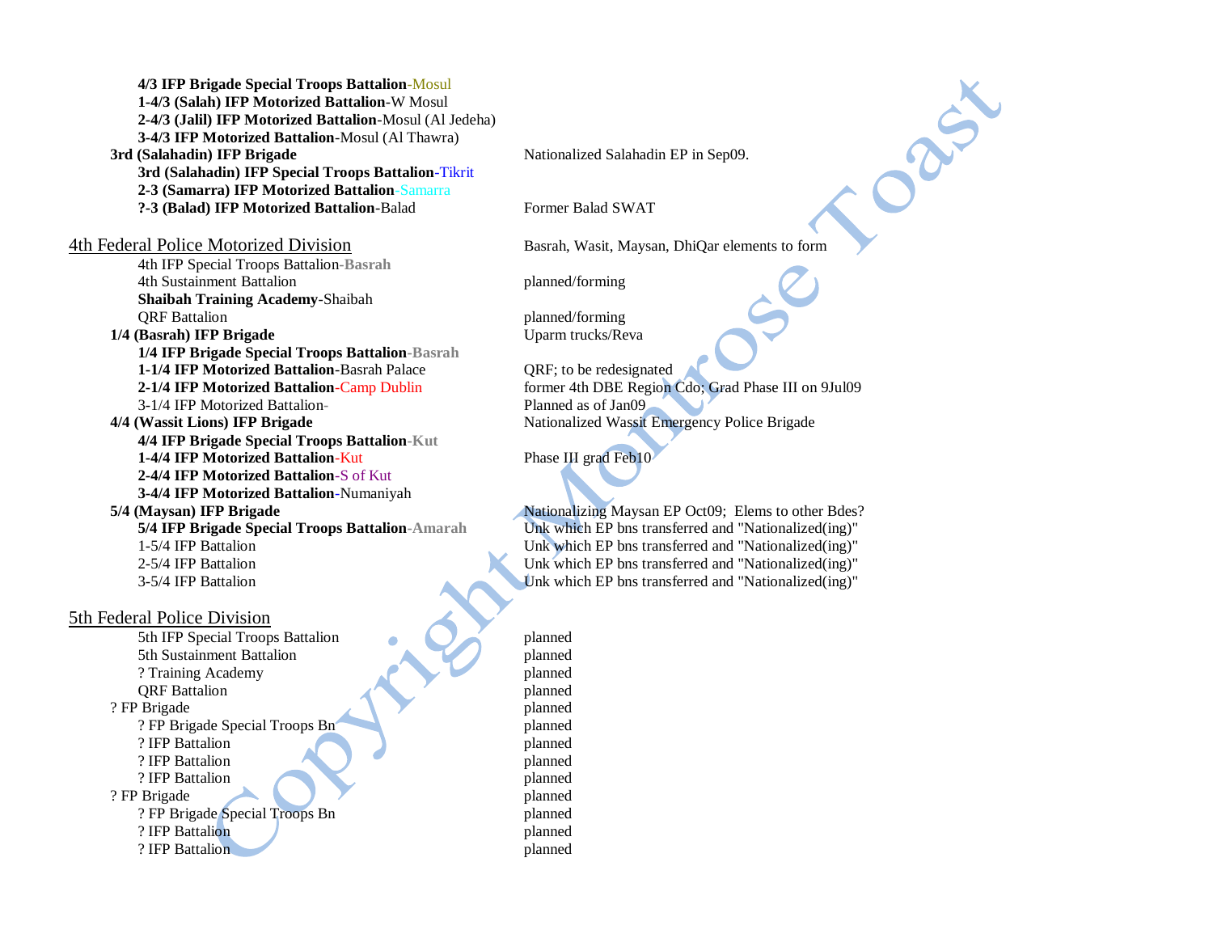| Unit | Notes |
|---|---|
| **4/3 IFP Brigade Special Troops Battalion**-Mosul | |
| **1-4/3 (Salah) IFP Motorized Battalion**-W Mosul | |
| **2-4/3 (Jalil) IFP Motorized Battalion**-Mosul (Al Jedeha) | |
| **3-4/3 IFP Motorized Battalion**-Mosul (Al Thawra) | |
| **3rd (Salahadin) IFP Brigade** | Nationalized Salahadin EP in Sep09. |
| **3rd (Salahadin) IFP Special Troops Battalion**-Tikrit | |
| **2-3 (Samarra) IFP Motorized Battalion**-Samarra | |
| **?-3 (Balad) IFP Motorized Battalion**-Balad | Former Balad SWAT |

<u>4th Federal Police Motorized Division</u> — Basrah, Wasit, Maysan, DhiQar elements to form

| Unit | Notes |
|---|---|
| 4th IFP Special Troops Battalion-**Basrah** | |
| 4th Sustainment Battalion | planned/forming |
| **Shaibah Training Academy**-Shaibah | |
| QRF Battalion | planned/forming |
| **1/4 (Basrah) IFP Brigade** | Uparm trucks/Reva |
| **1/4 IFP Brigade Special Troops Battalion**-**Basrah** | |
| **1-1/4 IFP Motorized Battalion**-Basrah Palace | QRF; to be redesignated |
| **2-1/4 IFP Motorized Battalion**-Camp Dublin | former 4th DBE Region Cdo; Grad Phase III on 9Jul09 |
| 3-1/4 IFP Motorized Battalion- | Planned as of Jan09 |
| **4/4 (Wassit Lions) IFP Brigade** | Nationalized Wassit Emergency Police Brigade |
| **4/4 IFP Brigade Special Troops Battalion**-**Kut** | |
| **1-4/4 IFP Motorized Battalion**-Kut | Phase III grad Feb10 |
| **2-4/4 IFP Motorized Battalion**-S of Kut | |
| **3-4/4 IFP Motorized Battalion**-Numaniyah | |
| **5/4 (Maysan) IFP Brigade** | Nationalizing Maysan EP Oct09; Elems to other Bdes? |
| **5/4 IFP Brigade Special Troops Battalion**-**Amarah** | Unk which EP bns transferred and "Nationalized(ing)" |
| 1-5/4 IFP Battalion | Unk which EP bns transferred and "Nationalized(ing)" |
| 2-5/4 IFP Battalion | Unk which EP bns transferred and "Nationalized(ing)" |
| 3-5/4 IFP Battalion | Unk which EP bns transferred and "Nationalized(ing)" |

<u>5th Federal Police Division</u>

| Unit | Notes |
|---|---|
| 5th IFP Special Troops Battalion | planned |
| 5th Sustainment Battalion | planned |
| ? Training Academy | planned |
| QRF Battalion | planned |
| ? FP Brigade | planned |
| ? FP Brigade Special Troops Bn | planned |
| ? IFP Battalion | planned |
| ? IFP Battalion | planned |
| ? IFP Battalion | planned |
| ? FP Brigade | planned |
| ? FP Brigade Special Troops Bn | planned |
| ? IFP Battalion | planned |
| ? IFP Battalion | planned |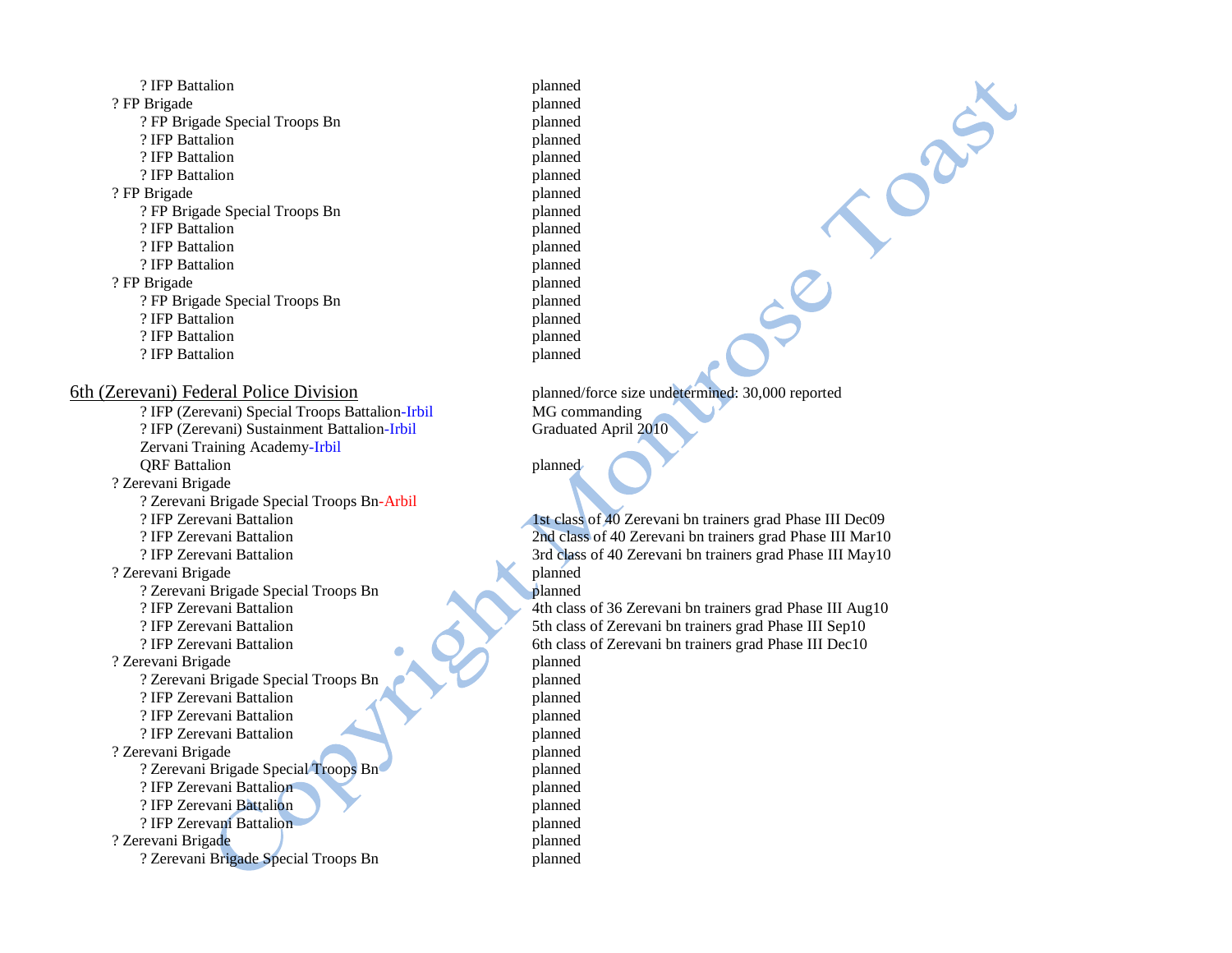| | |
|---|---|
| ? IFP Battalion | planned |
| ? FP Brigade | planned |
| ? FP Brigade Special Troops Bn | planned |
| ? IFP Battalion | planned |
| ? IFP Battalion | planned |
| ? IFP Battalion | planned |
| ? FP Brigade | planned |
| ? FP Brigade Special Troops Bn | planned |
| ? IFP Battalion | planned |
| ? IFP Battalion | planned |
| ? IFP Battalion | planned |
| ? FP Brigade | planned |
| ? FP Brigade Special Troops Bn | planned |
| ? IFP Battalion | planned |
| ? IFP Battalion | planned |
| ? IFP Battalion | planned |

| | |
|---|---|
| <u>6th (Zerevani) Federal Police Division</u> | planned/force size undetermined: 30,000 reported |
| ? IFP (Zerevani) Special Troops Battalion-Irbil | MG commanding |
| ? IFP (Zerevani) Sustainment Battalion-Irbil | Graduated April 2010 |
| Zervani Training Academy-Irbil | |
| QRF Battalion | planned |
| ? Zerevani Brigade | |
| ? Zerevani Brigade Special Troops Bn-Arbil | |
| ? IFP Zerevani Battalion | 1st class of 40 Zerevani bn trainers grad Phase III Dec09 |
| ? IFP Zerevani Battalion | 2nd class of 40 Zerevani bn trainers grad Phase III Mar10 |
| ? IFP Zerevani Battalion | 3rd class of 40 Zerevani bn trainers grad Phase III May10 |
| ? Zerevani Brigade | planned |
| ? Zerevani Brigade Special Troops Bn | planned |
| ? IFP Zerevani Battalion | 4th class of 36 Zerevani bn trainers grad Phase III Aug10 |
| ? IFP Zerevani Battalion | 5th class of Zerevani bn trainers grad Phase III Sep10 |
| ? IFP Zerevani Battalion | 6th class of Zerevani bn trainers grad Phase III Dec10 |
| ? Zerevani Brigade | planned |
| ? Zerevani Brigade Special Troops Bn | planned |
| ? IFP Zerevani Battalion | planned |
| ? IFP Zerevani Battalion | planned |
| ? IFP Zerevani Battalion | planned |
| ? Zerevani Brigade | planned |
| ? Zerevani Brigade Special Troops Bn | planned |
| ? IFP Zerevani Battalion | planned |
| ? IFP Zerevani Battalion | planned |
| ? IFP Zerevani Battalion | planned |
| ? Zerevani Brigade | planned |
| ? Zerevani Brigade Special Troops Bn | planned |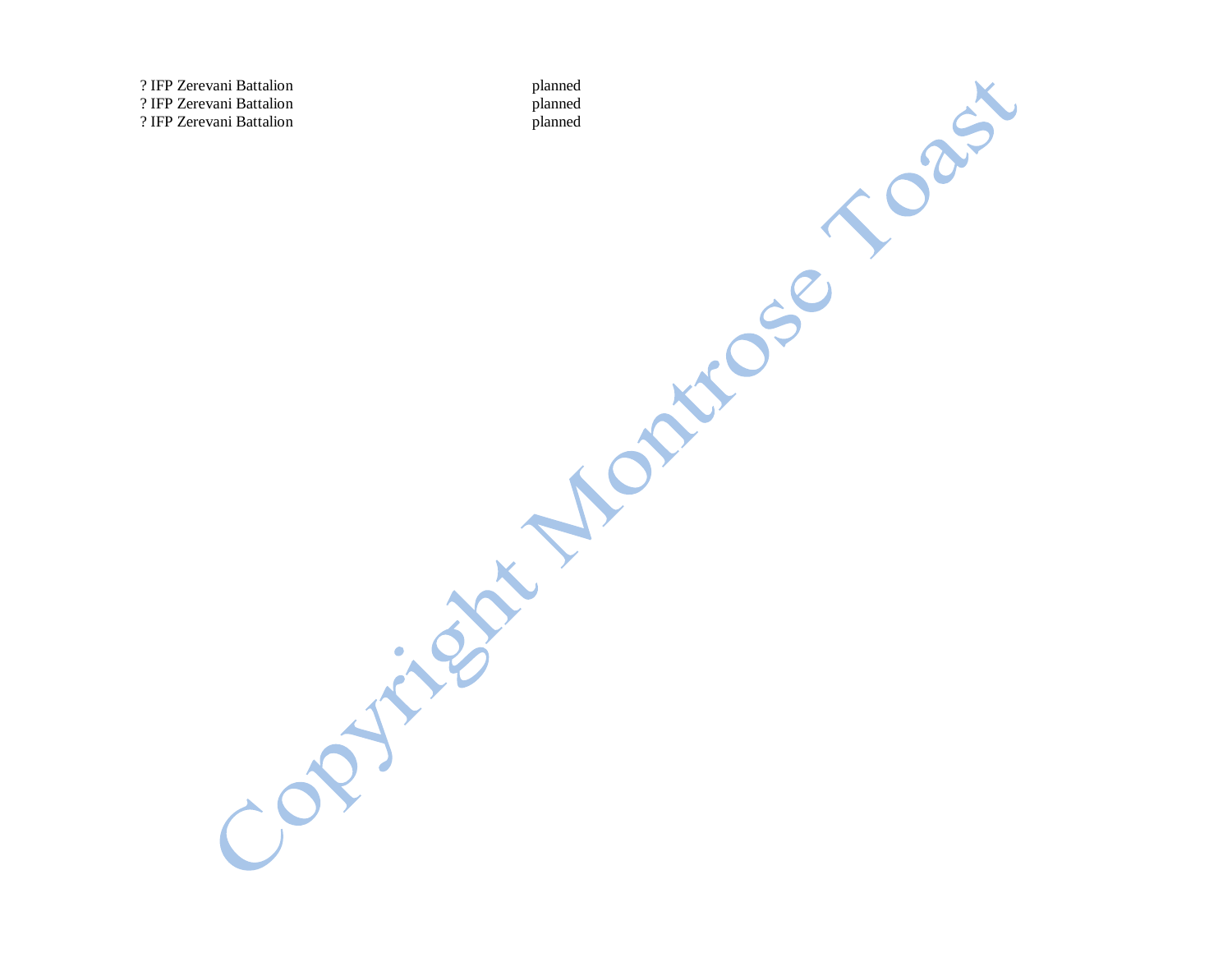| | |
|---|---|
| ? IFP Zerevani Battalion | planned |
| ? IFP Zerevani Battalion | planned |
| ? IFP Zerevani Battalion | planned |